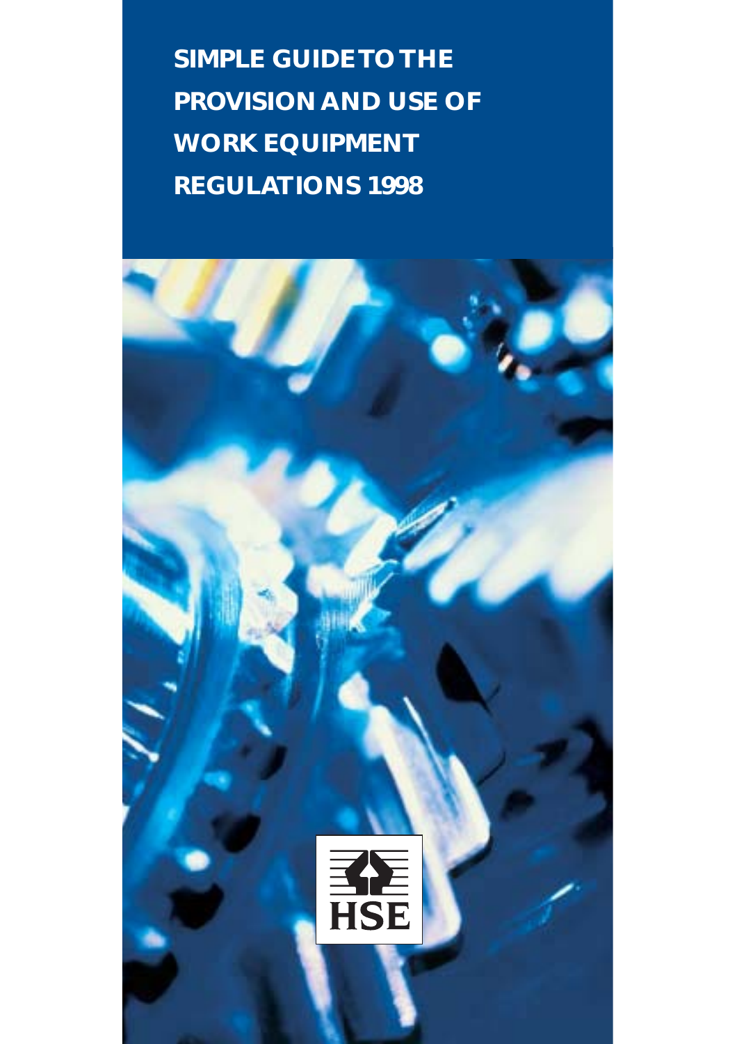# SIMPLE GUIDE TO THE PROVISION AND USE OF WORK EQUIPMENT REGULATIONS 1998

HSE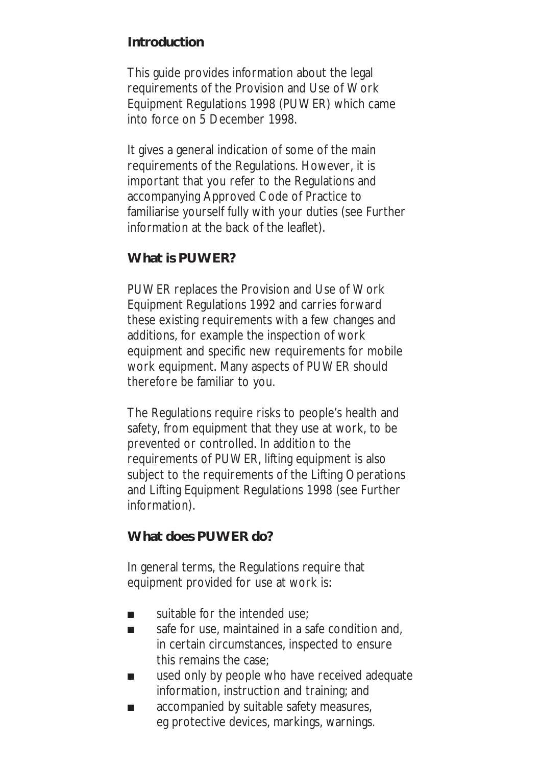## Introduction

This guide provides information about the legal requirements of the Provision and Use of Work Equipment Regulations 1998 (PUWER) which came into force on 5 December 1998.

It gives a general indication of some of the main requirements of the Regulations. However, it is important that you refer to the Regulations and accompanying Approved Code of Practice to familiarise yourself fully with your duties (see Further information at the back of the leaflet).

## What is PUWER?

PUWER replaces the Provision and Use of Work Equipment Regulations 1992 and carries forward these existing requirements with a few changes and additions, for example the inspection of work equipment and specific new requirements for mobile work equipment. Many aspects of PUWER should therefore be familiar to you.

The Regulations require risks to people's health and safety, from equipment that they use at work, to be prevented or controlled. In addition to the requirements of PUWER, lifting equipment is also subject to the requirements of the Lifting Operations and Lifting Equipment Regulations 1998 (see Further information).

## What does PUWER do?

In general terms, the Regulations require that equipment provided for use at work is:

- suitable for the intended use;
- safe for use, maintained in a safe condition and, in certain circumstances, inspected to ensure this remains the case;
- used only by people who have received adequate information, instruction and training; and
- accompanied by suitable safety measures, eg protective devices, markings, warnings.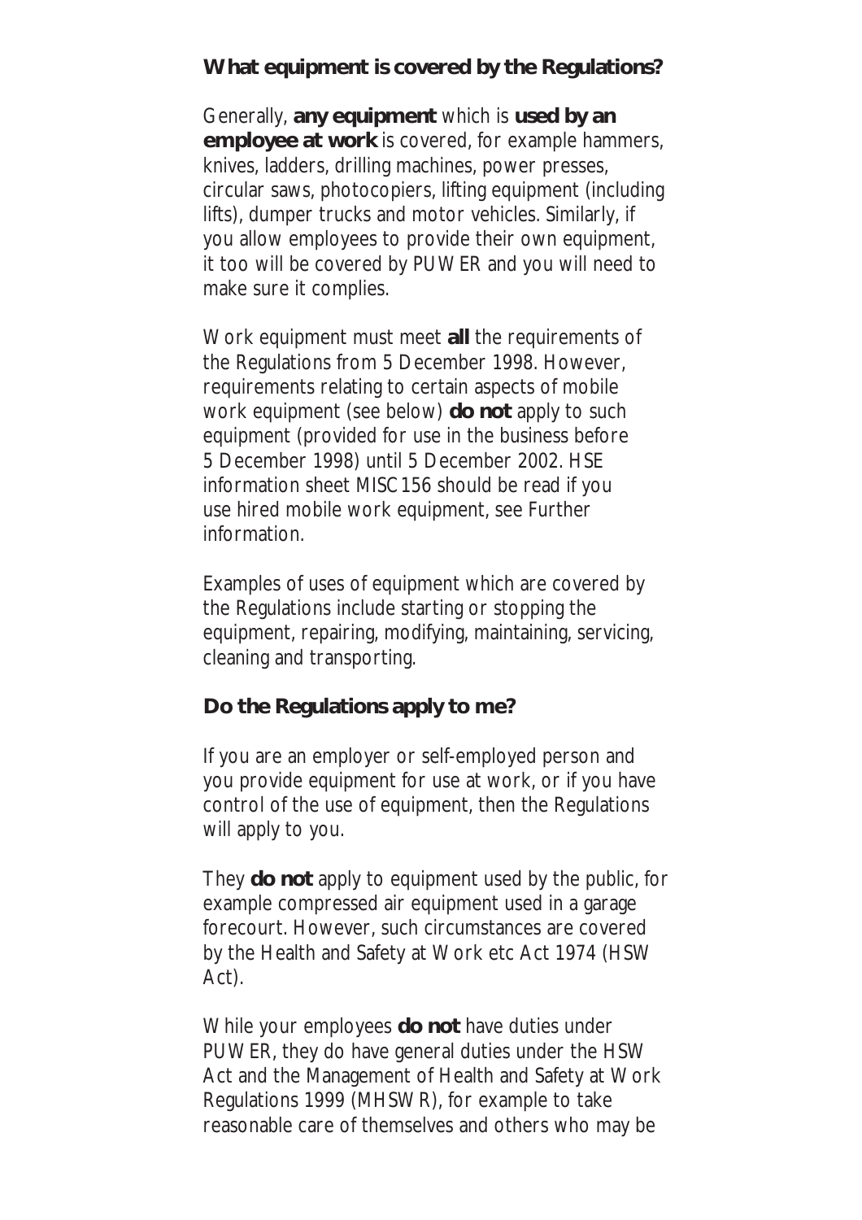## What equipment is covered by the Regulations?

Generally, **any equipment** which is **used by an employee at work** is covered, for example hammers, knives, ladders, drilling machines, power presses, circular saws, photocopiers, lifting equipment (including lifts), dumper trucks and motor vehicles. Similarly, if you allow employees to provide their own equipment, it too will be covered by PUWER and you will need to make sure it complies.

Work equipment must meet **all** the requirements of the Regulations from 5 December 1998. However, requirements relating to certain aspects of mobile work equipment (see below) **do not** apply to such equipment (provided for use in the business before 5 December 1998) until 5 December 2002. HSE information sheet MISC156 should be read if you use hired mobile work equipment, see Further information.

Examples of uses of equipment which are covered by the Regulations include starting or stopping the equipment, repairing, modifying, maintaining, servicing, cleaning and transporting.

## Do the Regulations apply to me?

If you are an employer or self-employed person and you provide equipment for use at work, or if you have control of the use of equipment, then the Regulations will apply to you.

They **do not** apply to equipment used by the public, for example compressed air equipment used in a garage forecourt. However, such circumstances are covered by the Health and Safety at Work etc Act 1974 (HSW Act).

While your employees **do not** have duties under PUWER, they do have general duties under the HSW Act and the Management of Health and Safety at Work Regulations 1999 (MHSWR), for example to take reasonable care of themselves and others who may be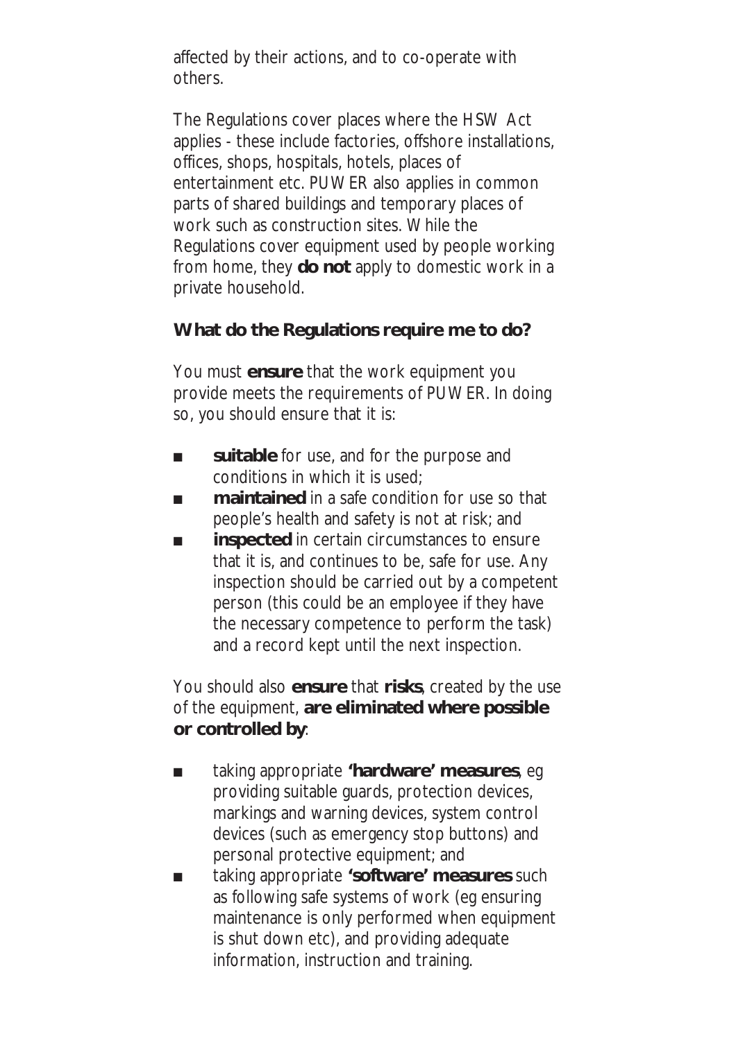affected by their actions, and to co-operate with others.

The Regulations cover places where the HSW Act applies - these include factories, offshore installations, offices, shops, hospitals, hotels, places of entertainment etc. PUWER also applies in common parts of shared buildings and temporary places of work such as construction sites. While the Regulations cover equipment used by people working from home, they **do not** apply to domestic work in a private household.

## What do the Regulations require me to do?

You must **ensure** that the work equipment you provide meets the requirements of PUWER. In doing so, you should ensure that it is:

- **suitable** for use, and for the purpose and conditions in which it is used;
- **maintained** in a safe condition for use so that people's health and safety is not at risk; and
- **inspected** in certain circumstances to ensure that it is, and continues to be, safe for use. Any inspection should be carried out by a competent person (this could be an employee if they have the necessary competence to perform the task) and a record kept until the next inspection.

You should also **ensure** that **risks**, created by the use of the equipment, **are eliminated where possible or controlled by**:

- taking appropriate **'hardware' measures**, eg providing suitable guards, protection devices, markings and warning devices, system control devices (such as emergency stop buttons) and personal protective equipment; and
- taking appropriate **'software' measures** such as following safe systems of work (eg ensuring maintenance is only performed when equipment is shut down etc), and providing adequate information, instruction and training.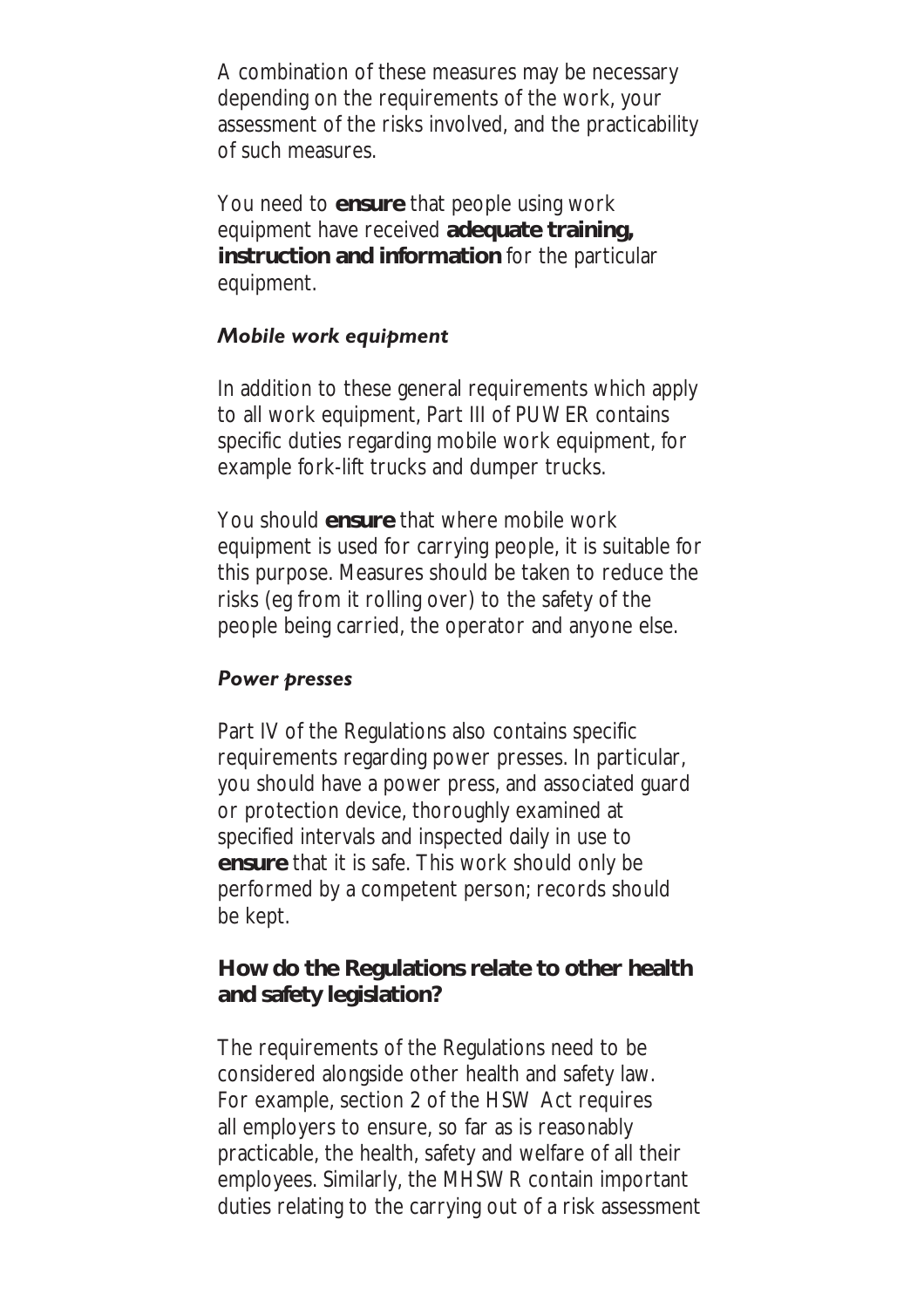A combination of these measures may be necessary depending on the requirements of the work, your assessment of the risks involved, and the practicability of such measures.

You need to **ensure** that people using work equipment have received **adequate training, instruction and information** for the particular equipment.

### *Mobile work equipment*

In addition to these general requirements which apply to all work equipment, Part III of PUWER contains specific duties regarding mobile work equipment, for example fork-lift trucks and dumper trucks.

You should **ensure** that where mobile work equipment is used for carrying people, it is suitable for this purpose. Measures should be taken to reduce the risks (eg from it rolling over) to the safety of the people being carried, the operator and anyone else.

### *Power presses*

Part IV of the Regulations also contains specific requirements regarding power presses. In particular, you should have a power press, and associated guard or protection device, thoroughly examined at specified intervals and inspected daily in use to **ensure** that it is safe. This work should only be performed by a competent person; records should be kept.

## How do the Regulations relate to other health and safety legislation?

The requirements of the Regulations need to be considered alongside other health and safety law. For example, section 2 of the HSW Act requires all employers to ensure, so far as is reasonably practicable, the health, safety and welfare of all their employees. Similarly, the MHSWR contain important duties relating to the carrying out of a risk assessment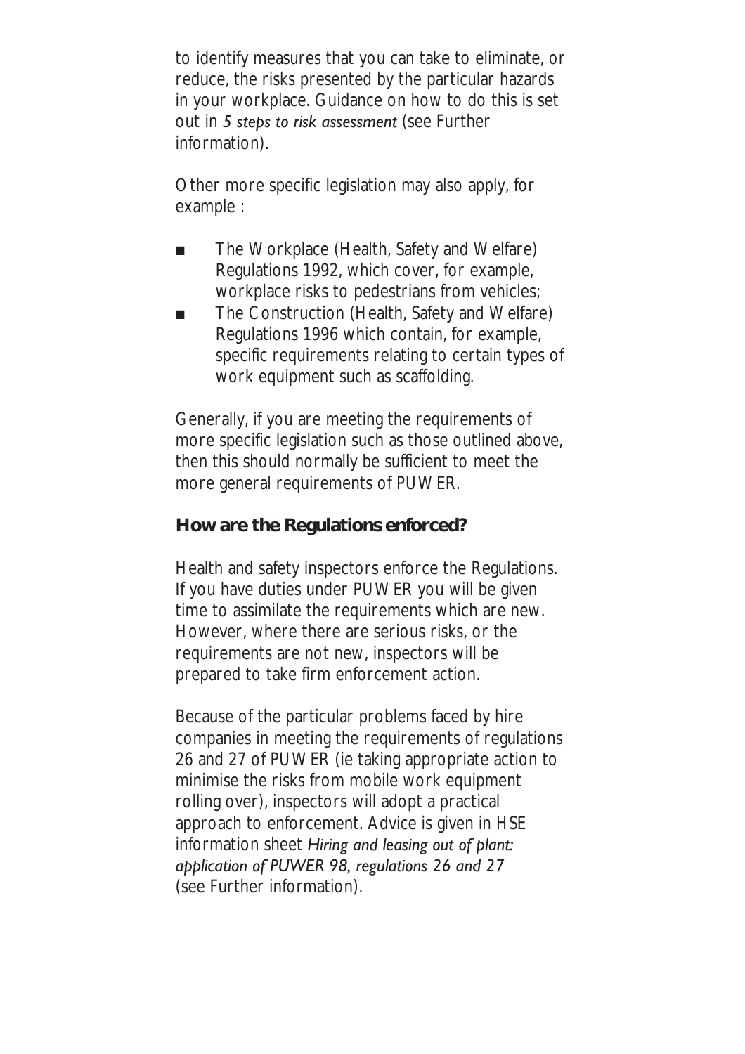to identify measures that you can take to eliminate, or reduce, the risks presented by the particular hazards in your workplace. Guidance on how to do this is set out in *5 steps to risk assessment* (see Further information).

Other more specific legislation may also apply, for example :

- The Workplace (Health, Safety and Welfare) Regulations 1992, which cover, for example, workplace risks to pedestrians from vehicles;
- The Construction (Health, Safety and Welfare) Regulations 1996 which contain, for example, specific requirements relating to certain types of work equipment such as scaffolding.

Generally, if you are meeting the requirements of more specific legislation such as those outlined above, then this should normally be sufficient to meet the more general requirements of PUWER.

## How are the Regulations enforced?

Health and safety inspectors enforce the Regulations. If you have duties under PUWER you will be given time to assimilate the requirements which are new. However, where there are serious risks, or the requirements are not new, inspectors will be prepared to take firm enforcement action.

Because of the particular problems faced by hire companies in meeting the requirements of regulations 26 and 27 of PUWER (ie taking appropriate action to minimise the risks from mobile work equipment rolling over), inspectors will adopt a practical approach to enforcement. Advice is given in HSE information sheet *Hiring and leasing out of plant: application of PUWER 98, regulations 26 and 27* (see Further information).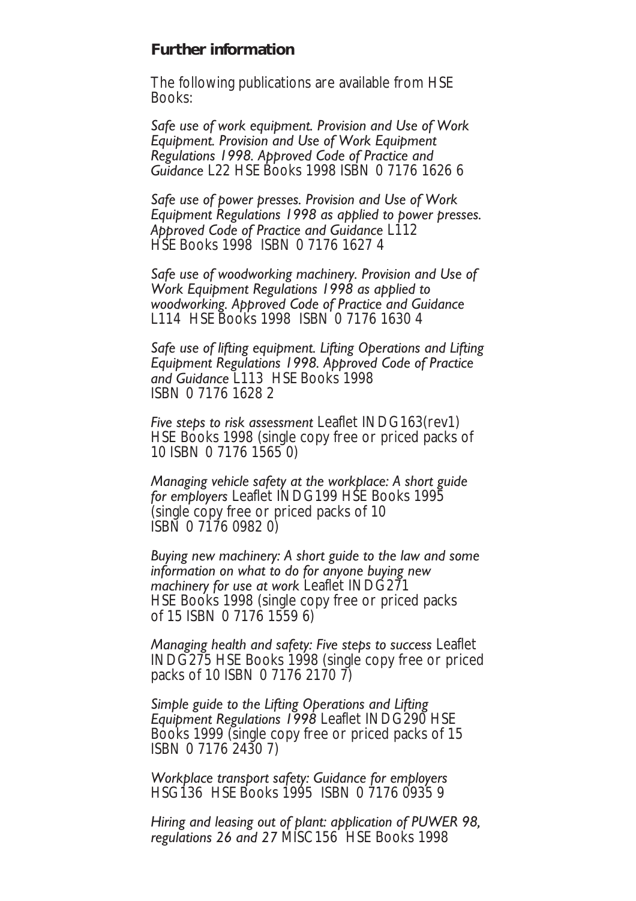## Further information

The following publications are available from HSE Books:

*Safe use of work equipment. Provision and Use of Work Equipment. Provision and Use of Work Equipment Regulations 1998. Approved Code of Practice and Guidance* L22 HSE Books 1998 ISBN 0 7176 1626 6

*Safe use of power presses. Provision and Use of Work Equipment Regulations 1998 as applied to power presses. Approved Code of Practice and Guidance* L112 HSE Books 1998 ISBN 0 7176 1627 4

*Safe use of woodworking machinery. Provision and Use of Work Equipment Regulations 1998 as applied to woodworking. Approved Code of Practice and Guidance* L114 HSE Books 1998 ISBN 0 7176 1630 4

*Safe use of lifting equipment. Lifting Operations and Lifting Equipment Regulations 1998. Approved Code of Practice and Guidance* L113 HSE Books 1998 ISBN 0 7176 1628 2

*Five steps to risk assessment* Leaflet INDG163(rev1) HSE Books 1998 (single copy free or priced packs of 10 ISBN 0 7176 1565 0)

*Managing vehicle safety at the workplace: A short guide for employers* Leaflet INDG199 HSE Books 1995 (single copy free or priced packs of 10 ISBN 0 7176 0982 0)

*Buying new machinery: A short guide to the law and some information on what to do for anyone buying new machinery for use at work* Leaflet INDG271 HSE Books 1998 (single copy free or priced packs of 15 ISBN 0 7176 1559 6)

*Managing health and safety: Five steps to success* Leaflet INDG275 HSE Books 1998 (single copy free or priced packs of 10 ISBN 0 7176 2170 7)

*Simple guide to the Lifting Operations and Lifting Equipment Regulations 1998* Leaflet INDG290 HSE Books 1999 (single copy free or priced packs of 15 ISBN 0 7176 2430 7)

*Workplace transport safety: Guidance for employers* HSG136 HSE Books 1995 ISBN 0 7176 0935 9

*Hiring and leasing out of plant: application of PUWER 98, regulations 26 and 27* MISC156 HSE Books 1998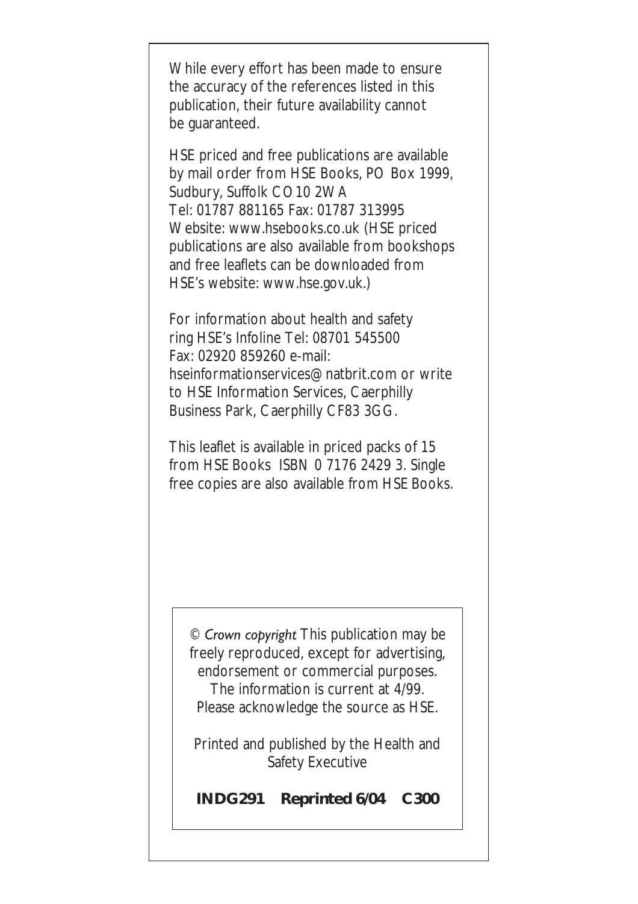While every effort has been made to ensure the accuracy of the references listed in this publication, their future availability cannot be guaranteed.

HSE priced and free publications are available by mail order from HSE Books, PO Box 1999, Sudbury, Suffolk CO10 2WA
Tel: 01787 881165 Fax: 01787 313995
Website: www.hsebooks.co.uk (HSE priced publications are also available from bookshops and free leaflets can be downloaded from HSE's website: www.hse.gov.uk.)

For information about health and safety ring HSE's Infoline Tel: 08701 545500 Fax: 02920 859260 e-mail: hseinformationservices@natbrit.com or write to HSE Information Services, Caerphilly Business Park, Caerphilly CF83 3GG.

This leaflet is available in priced packs of 15 from HSE Books ISBN 0 7176 2429 3. Single free copies are also available from HSE Books.

© *Crown copyright* This publication may be freely reproduced, except for advertising, endorsement or commercial purposes. The information is current at 4/99. Please acknowledge the source as HSE.

Printed and published by the Health and Safety Executive

**INDG291 Reprinted 6/04 C300**